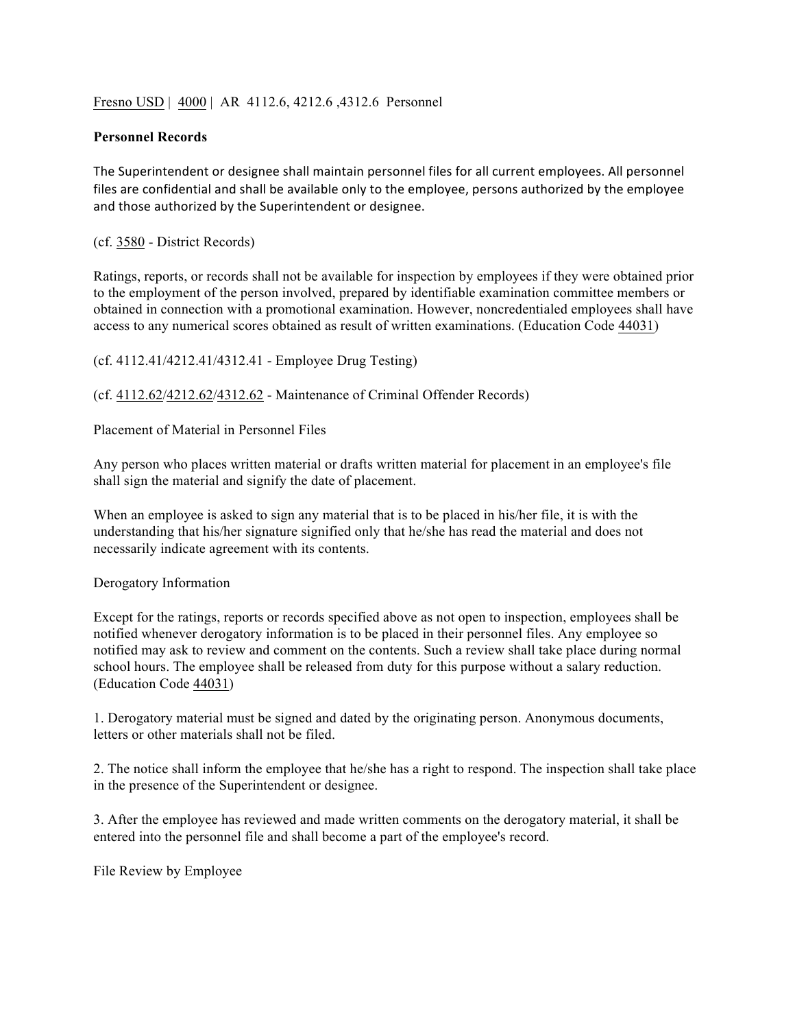Fresno USD | 4000 | AR 4112.6, 4212.6 ,4312.6 Personnel

**Personnel Records**

The Superintendent or designee shall maintain personnel files for all current employees. All personnel files are confidential and shall be available only to the employee, persons authorized by the employee and those authorized by the Superintendent or designee.

(cf. 3580 - District Records)

Ratings, reports, or records shall not be available for inspection by employees if they were obtained prior to the employment of the person involved, prepared by identifiable examination committee members or obtained in connection with a promotional examination. However, noncredentialed employees shall have access to any numerical scores obtained as result of written examinations. (Education Code 44031)

(cf. 4112.41/4212.41/4312.41 - Employee Drug Testing)

(cf. 4112.62/4212.62/4312.62 - Maintenance of Criminal Offender Records)

Placement of Material in Personnel Files

Any person who places written material or drafts written material for placement in an employee's file shall sign the material and signify the date of placement.

When an employee is asked to sign any material that is to be placed in his/her file, it is with the understanding that his/her signature signified only that he/she has read the material and does not necessarily indicate agreement with its contents.

Derogatory Information

Except for the ratings, reports or records specified above as not open to inspection, employees shall be notified whenever derogatory information is to be placed in their personnel files. Any employee so notified may ask to review and comment on the contents. Such a review shall take place during normal school hours. The employee shall be released from duty for this purpose without a salary reduction. (Education Code 44031)

1. Derogatory material must be signed and dated by the originating person. Anonymous documents, letters or other materials shall not be filed.

2. The notice shall inform the employee that he/she has a right to respond. The inspection shall take place in the presence of the Superintendent or designee.

3. After the employee has reviewed and made written comments on the derogatory material, it shall be entered into the personnel file and shall become a part of the employee's record.

File Review by Employee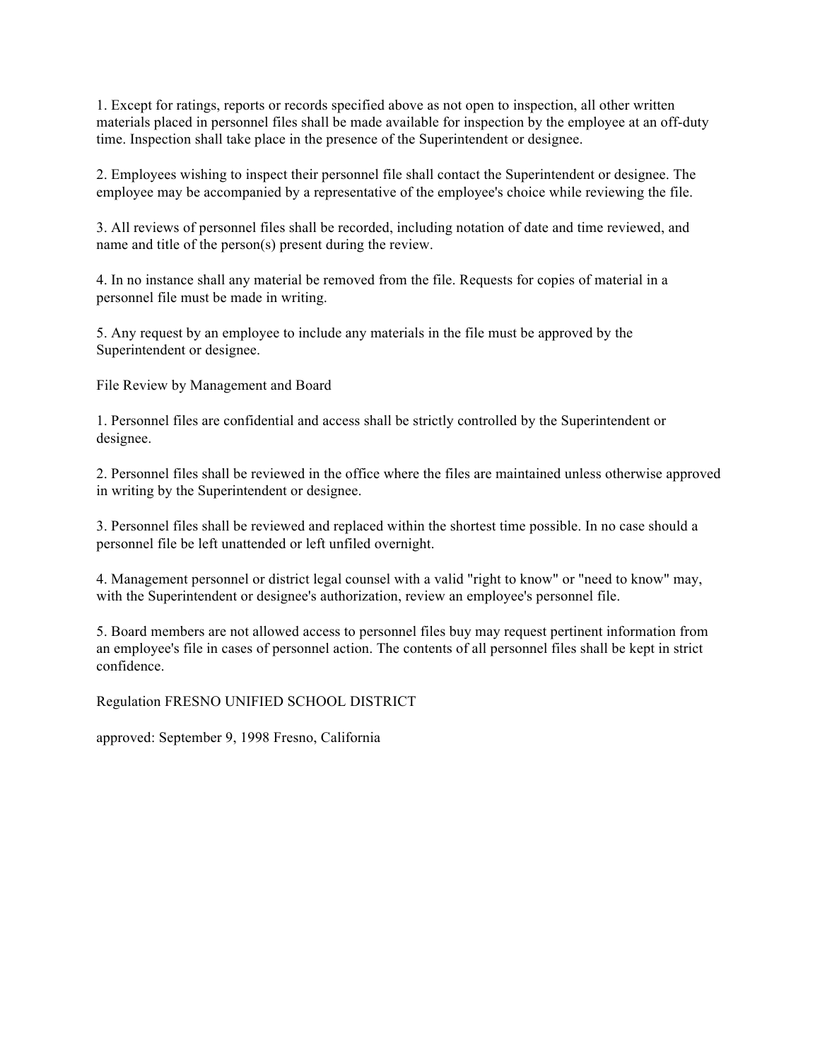1. Except for ratings, reports or records specified above as not open to inspection, all other written materials placed in personnel files shall be made available for inspection by the employee at an off-duty time. Inspection shall take place in the presence of the Superintendent or designee.

2. Employees wishing to inspect their personnel file shall contact the Superintendent or designee. The employee may be accompanied by a representative of the employee's choice while reviewing the file.

3. All reviews of personnel files shall be recorded, including notation of date and time reviewed, and name and title of the person(s) present during the review.

4. In no instance shall any material be removed from the file. Requests for copies of material in a personnel file must be made in writing.

5. Any request by an employee to include any materials in the file must be approved by the Superintendent or designee.

File Review by Management and Board

1. Personnel files are confidential and access shall be strictly controlled by the Superintendent or designee.

2. Personnel files shall be reviewed in the office where the files are maintained unless otherwise approved in writing by the Superintendent or designee.

3. Personnel files shall be reviewed and replaced within the shortest time possible. In no case should a personnel file be left unattended or left unfiled overnight.

4. Management personnel or district legal counsel with a valid "right to know" or "need to know" may, with the Superintendent or designee's authorization, review an employee's personnel file.

5. Board members are not allowed access to personnel files buy may request pertinent information from an employee's file in cases of personnel action. The contents of all personnel files shall be kept in strict confidence.

Regulation FRESNO UNIFIED SCHOOL DISTRICT

approved: September 9, 1998 Fresno, California